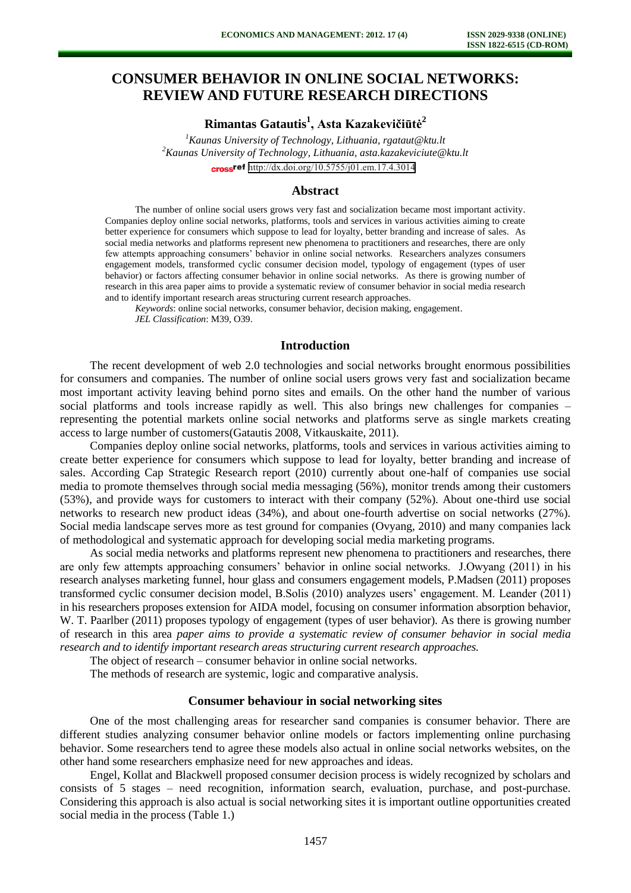# CONSUMER BEHAVIOR IN ONLINE SOCIAL NETWORKS: REVIEW AND FUTURE RESEARCH DIRECTIONS

**Rimantas Gatautis[1], Asta Kazakevičiūtė[2]**

[1]*Kaunas University of Technology, Lithuania, rgataut@ktu.lt*
[2]*Kaunas University of Technology, Lithuania, asta.kazakeviciute@ktu.lt*
http://dx.doi.org/10.5755/j01.em.17.4.3014

## Abstract

The number of online social users grows very fast and socialization became most important activity. Companies deploy online social networks, platforms, tools and services in various activities aiming to create better experience for consumers which suppose to lead for loyalty, better branding and increase of sales. As social media networks and platforms represent new phenomena to practitioners and researches, there are only few attempts approaching consumers' behavior in online social networks. Researchers analyzes consumers engagement models, transformed cyclic consumer decision model, typology of engagement (types of user behavior) or factors affecting consumer behavior in online social networks. As there is growing number of research in this area paper aims to provide a systematic review of consumer behavior in social media research and to identify important research areas structuring current research approaches.

*Keywords*: online social networks, consumer behavior, decision making, engagement.

*JEL Classification*: M39, O39.

## Introduction

The recent development of web 2.0 technologies and social networks brought enormous possibilities for consumers and companies. The number of online social users grows very fast and socialization became most important activity leaving behind porno sites and emails. On the other hand the number of various social platforms and tools increase rapidly as well. This also brings new challenges for companies – representing the potential markets online social networks and platforms serve as single markets creating access to large number of customers(Gatautis 2008, Vitkauskaite, 2011).

Companies deploy online social networks, platforms, tools and services in various activities aiming to create better experience for consumers which suppose to lead for loyalty, better branding and increase of sales. According Cap Strategic Research report (2010) currently about one-half of companies use social media to promote themselves through social media messaging (56%), monitor trends among their customers (53%), and provide ways for customers to interact with their company (52%). About one-third use social networks to research new product ideas (34%), and about one-fourth advertise on social networks (27%). Social media landscape serves more as test ground for companies (Ovyang, 2010) and many companies lack of methodological and systematic approach for developing social media marketing programs.

As social media networks and platforms represent new phenomena to practitioners and researches, there are only few attempts approaching consumers' behavior in online social networks. J.Owyang (2011) in his research analyses marketing funnel, hour glass and consumers engagement models, P.Madsen (2011) proposes transformed cyclic consumer decision model, B.Solis (2010) analyzes users' engagement. M. Leander (2011) in his researchers proposes extension for AIDA model, focusing on consumer information absorption behavior, W. T. Paarlber (2011) proposes typology of engagement (types of user behavior). As there is growing number of research in this area *paper aims to provide a systematic review of consumer behavior in social media research and to identify important research areas structuring current research approaches.*

The object of research – consumer behavior in online social networks.

The methods of research are systemic, logic and comparative analysis.

## Consumer behaviour in social networking sites

One of the most challenging areas for researcher sand companies is consumer behavior. There are different studies analyzing consumer behavior online models or factors implementing online purchasing behavior. Some researchers tend to agree these models also actual in online social networks websites, on the other hand some researchers emphasize need for new approaches and ideas.

Engel, Kollat and Blackwell proposed consumer decision process is widely recognized by scholars and consists of 5 stages – need recognition, information search, evaluation, purchase, and post-purchase. Considering this approach is also actual is social networking sites it is important outline opportunities created social media in the process (Table 1.)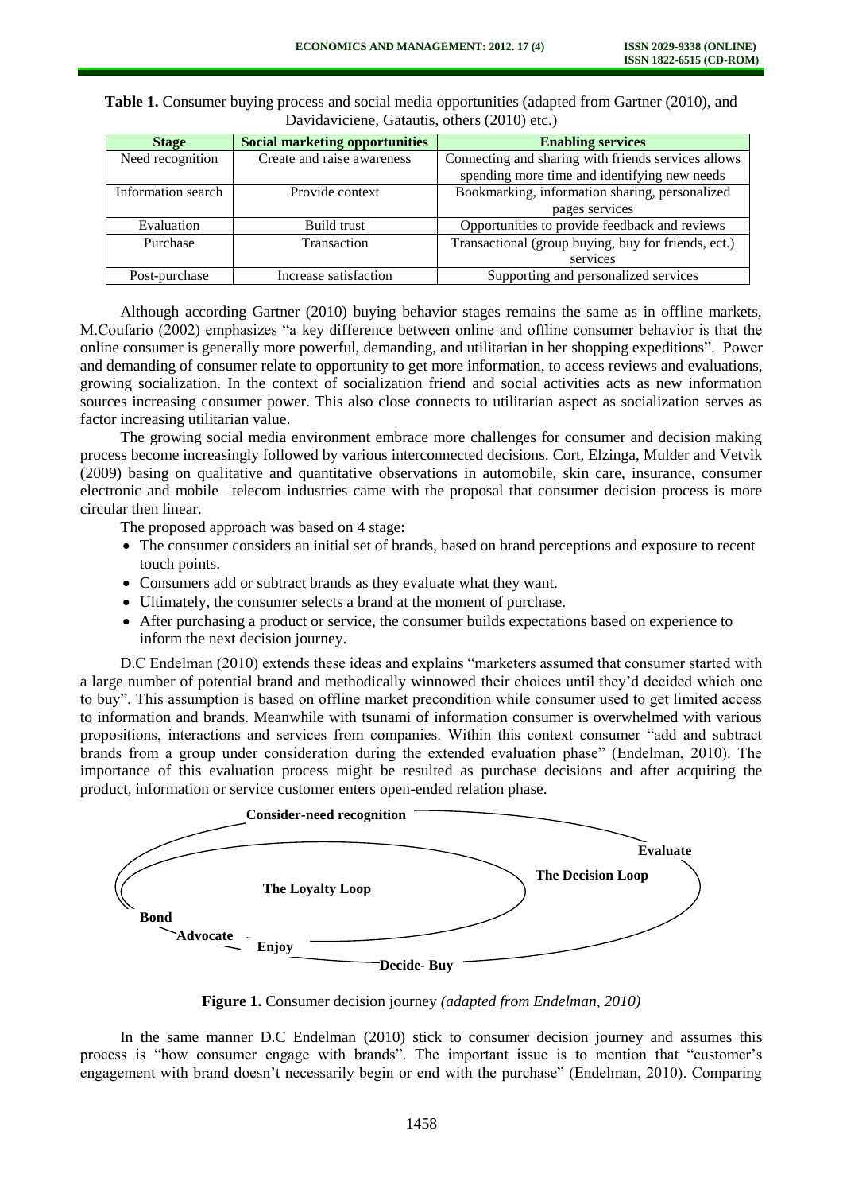**Table 1.** Consumer buying process and social media opportunities (adapted from Gartner (2010), and Davidaviciene, Gatautis, others (2010) etc.)

| Stage | Social marketing opportunities | Enabling services |
| --- | --- | --- |
| Need recognition | Create and raise awareness | Connecting and sharing with friends services allows spending more time and identifying new needs |
| Information search | Provide context | Bookmarking, information sharing, personalized pages services |
| Evaluation | Build trust | Opportunities to provide feedback and reviews |
| Purchase | Transaction | Transactional (group buying, buy for friends, ect.) services |
| Post-purchase | Increase satisfaction | Supporting and personalized services |

Although according Gartner (2010) buying behavior stages remains the same as in offline markets, M.Coufario (2002) emphasizes "a key difference between online and offline consumer behavior is that the online consumer is generally more powerful, demanding, and utilitarian in her shopping expeditions". Power and demanding of consumer relate to opportunity to get more information, to access reviews and evaluations, growing socialization. In the context of socialization friend and social activities acts as new information sources increasing consumer power. This also close connects to utilitarian aspect as socialization serves as factor increasing utilitarian value.

The growing social media environment embrace more challenges for consumer and decision making process become increasingly followed by various interconnected decisions. Cort, Elzinga, Mulder and Vetvik (2009) basing on qualitative and quantitative observations in automobile, skin care, insurance, consumer electronic and mobile –telecom industries came with the proposal that consumer decision process is more circular then linear.

The proposed approach was based on 4 stage:

- The consumer considers an initial set of brands, based on brand perceptions and exposure to recent touch points.
- Consumers add or subtract brands as they evaluate what they want.
- Ultimately, the consumer selects a brand at the moment of purchase.
- After purchasing a product or service, the consumer builds expectations based on experience to inform the next decision journey.

D.C Endelman (2010) extends these ideas and explains "marketers assumed that consumer started with a large number of potential brand and methodically winnowed their choices until they'd decided which one to buy". This assumption is based on offline market precondition while consumer used to get limited access to information and brands. Meanwhile with tsunami of information consumer is overwhelmed with various propositions, interactions and services from companies. Within this context consumer "add and subtract brands from a group under consideration during the extended evaluation phase" (Endelman, 2010). The importance of this evaluation process might be resulted as purchase decisions and after acquiring the product, information or service customer enters open-ended relation phase.

**Consider-need recognition**

**Evaluate**

**The Decision Loop**

**The Loyalty Loop**

**Bond**

**Advocate**

**Enjoy**

**Decide- Buy**

**Figure 1.** Consumer decision journey *(adapted from Endelman, 2010)*

In the same manner D.C Endelman (2010) stick to consumer decision journey and assumes this process is "how consumer engage with brands". The important issue is to mention that "customer's engagement with brand doesn't necessarily begin or end with the purchase" (Endelman, 2010). Comparing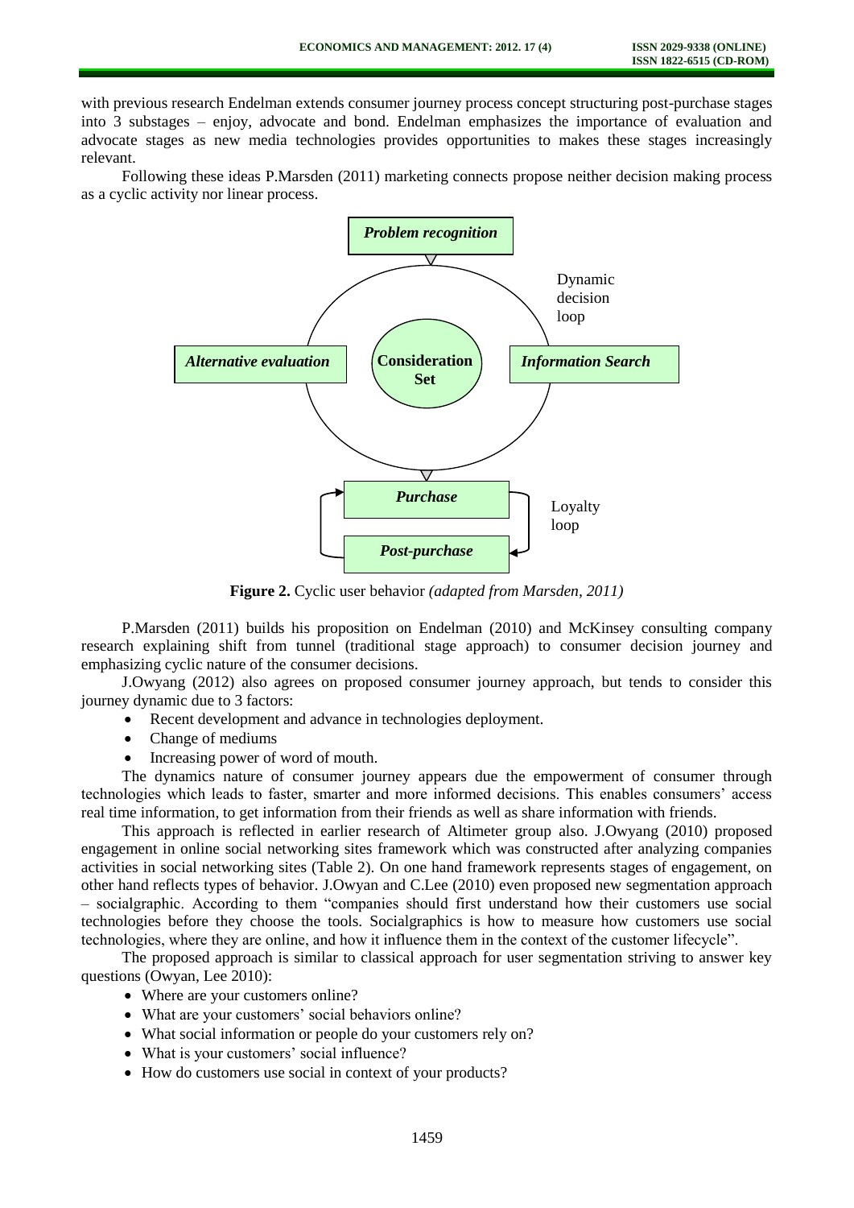with previous research Endelman extends consumer journey process concept structuring post-purchase stages into 3 substages – enjoy, advocate and bond. Endelman emphasizes the importance of evaluation and advocate stages as new media technologies provides opportunities to makes these stages increasingly relevant.

Following these ideas P.Marsden (2011) marketing connects propose neither decision making process as a cyclic activity nor linear process.

**Figure 2.** Cyclic user behavior *(adapted from Marsden, 2011)*

P.Marsden (2011) builds his proposition on Endelman (2010) and McKinsey consulting company research explaining shift from tunnel (traditional stage approach) to consumer decision journey and emphasizing cyclic nature of the consumer decisions.

J.Owyang (2012) also agrees on proposed consumer journey approach, but tends to consider this journey dynamic due to 3 factors:

- Recent development and advance in technologies deployment.
- Change of mediums
- Increasing power of word of mouth.

The dynamics nature of consumer journey appears due the empowerment of consumer through technologies which leads to faster, smarter and more informed decisions. This enables consumers' access real time information, to get information from their friends as well as share information with friends.

This approach is reflected in earlier research of Altimeter group also. J.Owyang (2010) proposed engagement in online social networking sites framework which was constructed after analyzing companies activities in social networking sites (Table 2). On one hand framework represents stages of engagement, on other hand reflects types of behavior. J.Owyan and C.Lee (2010) even proposed new segmentation approach – socialgraphic. According to them "companies should first understand how their customers use social technologies before they choose the tools. Socialgraphics is how to measure how customers use social technologies, where they are online, and how it influence them in the context of the customer lifecycle".

The proposed approach is similar to classical approach for user segmentation striving to answer key questions (Owyan, Lee 2010):

- Where are your customers online?
- What are your customers' social behaviors online?
- What social information or people do your customers rely on?
- What is your customers' social influence?
- How do customers use social in context of your products?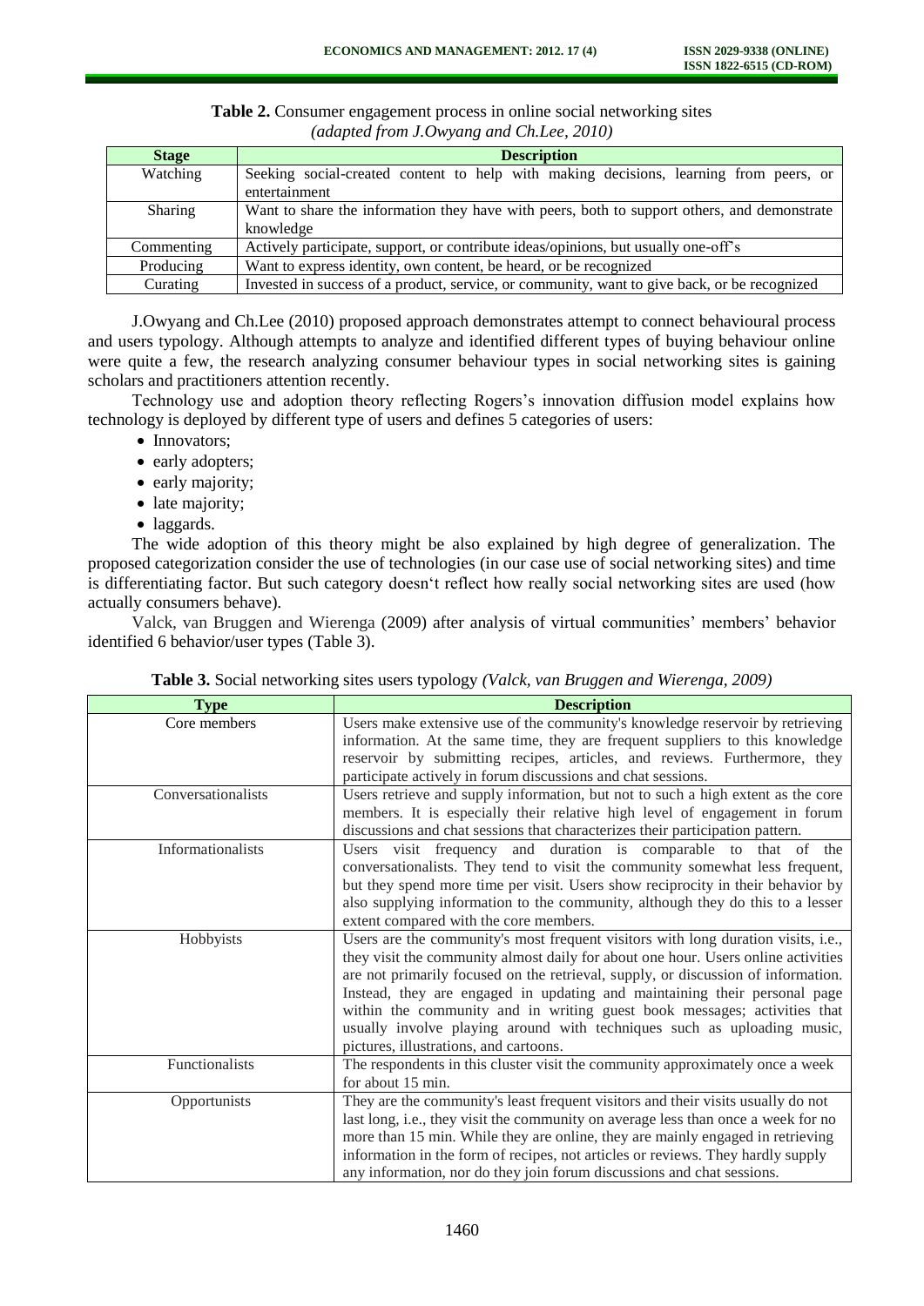**Table 2.** Consumer engagement process in online social networking sites *(adapted from J.Owyang and Ch.Lee, 2010)*

| Stage | Description |
|---|---|
| Watching | Seeking social-created content to help with making decisions, learning from peers, or entertainment |
| Sharing | Want to share the information they have with peers, both to support others, and demonstrate knowledge |
| Commenting | Actively participate, support, or contribute ideas/opinions, but usually one-off's |
| Producing | Want to express identity, own content, be heard, or be recognized |
| Curating | Invested in success of a product, service, or community, want to give back, or be recognized |

J.Owyang and Ch.Lee (2010) proposed approach demonstrates attempt to connect behavioural process and users typology. Although attempts to analyze and identified different types of buying behaviour online were quite a few, the research analyzing consumer behaviour types in social networking sites is gaining scholars and practitioners attention recently.

Technology use and adoption theory reflecting Rogers's innovation diffusion model explains how technology is deployed by different type of users and defines 5 categories of users:

- Innovators;
- early adopters;
- early majority;
- late majority;
- laggards.

The wide adoption of this theory might be also explained by high degree of generalization. The proposed categorization consider the use of technologies (in our case use of social networking sites) and time is differentiating factor. But such category doesn't reflect how really social networking sites are used (how actually consumers behave).

Valck, van Bruggen and Wierenga (2009) after analysis of virtual communities' members' behavior identified 6 behavior/user types (Table 3).

**Table 3.** Social networking sites users typology *(Valck, van Bruggen and Wierenga, 2009)*

| Type | Description |
|---|---|
| Core members | Users make extensive use of the community's knowledge reservoir by retrieving information. At the same time, they are frequent suppliers to this knowledge reservoir by submitting recipes, articles, and reviews. Furthermore, they participate actively in forum discussions and chat sessions. |
| Conversationalists | Users retrieve and supply information, but not to such a high extent as the core members. It is especially their relative high level of engagement in forum discussions and chat sessions that characterizes their participation pattern. |
| Informationalists | Users visit frequency and duration is comparable to that of the conversationalists. They tend to visit the community somewhat less frequent, but they spend more time per visit. Users show reciprocity in their behavior by also supplying information to the community, although they do this to a lesser extent compared with the core members. |
| Hobbyists | Users are the community's most frequent visitors with long duration visits, i.e., they visit the community almost daily for about one hour. Users online activities are not primarily focused on the retrieval, supply, or discussion of information. Instead, they are engaged in updating and maintaining their personal page within the community and in writing guest book messages; activities that usually involve playing around with techniques such as uploading music, pictures, illustrations, and cartoons. |
| Functionalists | The respondents in this cluster visit the community approximately once a week for about 15 min. |
| Opportunists | They are the community's least frequent visitors and their visits usually do not last long, i.e., they visit the community on average less than once a week for no more than 15 min. While they are online, they are mainly engaged in retrieving information in the form of recipes, not articles or reviews. They hardly supply any information, nor do they join forum discussions and chat sessions. |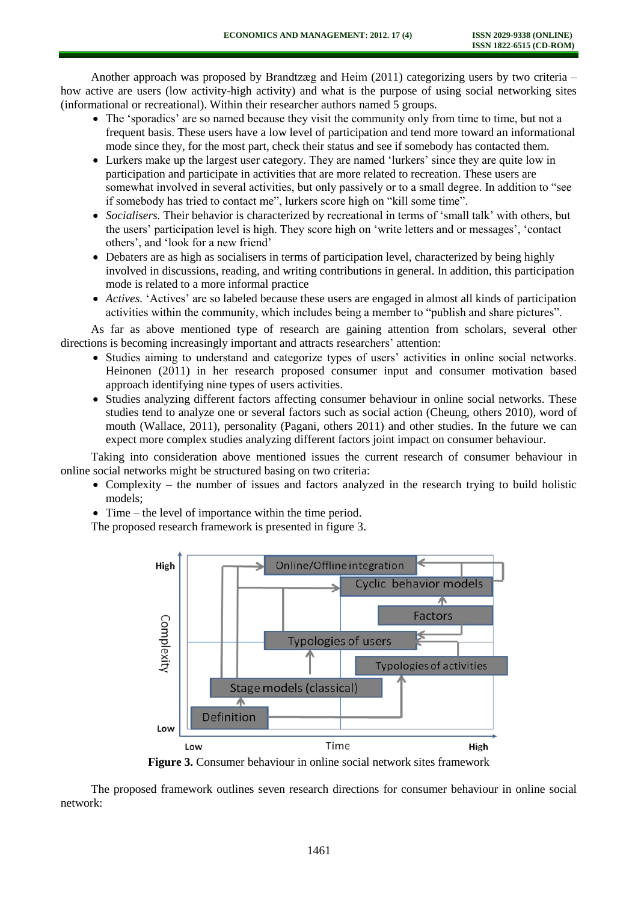Another approach was proposed by Brandtzæg and Heim (2011) categorizing users by two criteria – how active are users (low activity-high activity) and what is the purpose of using social networking sites (informational or recreational). Within their researcher authors named 5 groups.

- The 'sporadics' are so named because they visit the community only from time to time, but not a frequent basis. These users have a low level of participation and tend more toward an informational mode since they, for the most part, check their status and see if somebody has contacted them.
- Lurkers make up the largest user category. They are named 'lurkers' since they are quite low in participation and participate in activities that are more related to recreation. These users are somewhat involved in several activities, but only passively or to a small degree. In addition to "see if somebody has tried to contact me", lurkers score high on "kill some time".
- *Socialisers.* Their behavior is characterized by recreational in terms of 'small talk' with others, but the users' participation level is high. They score high on 'write letters and or messages', 'contact others', and 'look for a new friend'
- Debaters are as high as socialisers in terms of participation level, characterized by being highly involved in discussions, reading, and writing contributions in general. In addition, this participation mode is related to a more informal practice
- *Actives.* 'Actives' are so labeled because these users are engaged in almost all kinds of participation activities within the community, which includes being a member to "publish and share pictures".

As far as above mentioned type of research are gaining attention from scholars, several other directions is becoming increasingly important and attracts researchers' attention:

- Studies aiming to understand and categorize types of users' activities in online social networks. Heinonen (2011) in her research proposed consumer input and consumer motivation based approach identifying nine types of users activities.
- Studies analyzing different factors affecting consumer behaviour in online social networks. These studies tend to analyze one or several factors such as social action (Cheung, others 2010), word of mouth (Wallace, 2011), personality (Pagani, others 2011) and other studies. In the future we can expect more complex studies analyzing different factors joint impact on consumer behaviour.

Taking into consideration above mentioned issues the current research of consumer behaviour in online social networks might be structured basing on two criteria:

- Complexity – the number of issues and factors analyzed in the research trying to build holistic models;
- Time – the level of importance within the time period.

The proposed research framework is presented in figure 3.

**Figure 3.** Consumer behaviour in online social network sites framework

The proposed framework outlines seven research directions for consumer behaviour in online social network: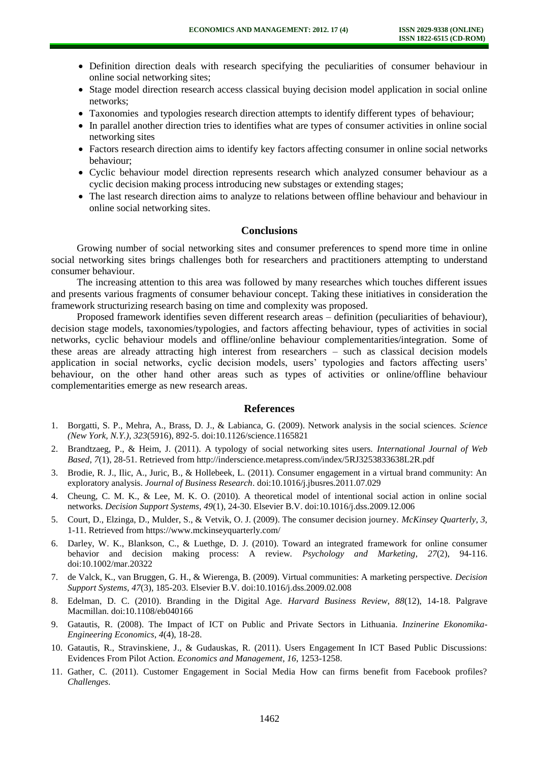- Definition direction deals with research specifying the peculiarities of consumer behaviour in online social networking sites;
- Stage model direction research access classical buying decision model application in social online networks;
- Taxonomies and typologies research direction attempts to identify different types of behaviour;
- In parallel another direction tries to identifies what are types of consumer activities in online social networking sites
- Factors research direction aims to identify key factors affecting consumer in online social networks behaviour;
- Cyclic behaviour model direction represents research which analyzed consumer behaviour as a cyclic decision making process introducing new substages or extending stages;
- The last research direction aims to analyze to relations between offline behaviour and behaviour in online social networking sites.

## Conclusions

Growing number of social networking sites and consumer preferences to spend more time in online social networking sites brings challenges both for researchers and practitioners attempting to understand consumer behaviour.

The increasing attention to this area was followed by many researches which touches different issues and presents various fragments of consumer behaviour concept. Taking these initiatives in consideration the framework structurizing research basing on time and complexity was proposed.

Proposed framework identifies seven different research areas – definition (peculiarities of behaviour), decision stage models, taxonomies/typologies, and factors affecting behaviour, types of activities in social networks, cyclic behaviour models and offline/online behaviour complementarities/integration. Some of these areas are already attracting high interest from researchers – such as classical decision models application in social networks, cyclic decision models, users' typologies and factors affecting users' behaviour, on the other hand other areas such as types of activities or online/offline behaviour complementarities emerge as new research areas.

## References

1. Borgatti, S. P., Mehra, A., Brass, D. J., & Labianca, G. (2009). Network analysis in the social sciences. *Science (New York, N.Y.)*, *323*(5916), 892-5. doi:10.1126/science.1165821
2. Brandtzaeg, P., & Heim, J. (2011). A typology of social networking sites users. *International Journal of Web Based*, *7*(1), 28-51. Retrieved from http://inderscience.metapress.com/index/5RJ3253833638L2R.pdf
3. Brodie, R. J., Ilic, A., Juric, B., & Hollebeek, L. (2011). Consumer engagement in a virtual brand community: An exploratory analysis. *Journal of Business Research*. doi:10.1016/j.jbusres.2011.07.029
4. Cheung, C. M. K., & Lee, M. K. O. (2010). A theoretical model of intentional social action in online social networks. *Decision Support Systems*, *49*(1), 24-30. Elsevier B.V. doi:10.1016/j.dss.2009.12.006
5. Court, D., Elzinga, D., Mulder, S., & Vetvik, O. J. (2009). The consumer decision journey. *McKinsey Quarterly*, *3*, 1-11. Retrieved from https://www.mckinseyquarterly.com/
6. Darley, W. K., Blankson, C., & Luethge, D. J. (2010). Toward an integrated framework for online consumer behavior and decision making process: A review. *Psychology and Marketing*, *27*(2), 94-116. doi:10.1002/mar.20322
7. de Valck, K., van Bruggen, G. H., & Wierenga, B. (2009). Virtual communities: A marketing perspective. *Decision Support Systems*, *47*(3), 185-203. Elsevier B.V. doi:10.1016/j.dss.2009.02.008
8. Edelman, D. C. (2010). Branding in the Digital Age. *Harvard Business Review*, *88*(12), 14-18. Palgrave Macmillan. doi:10.1108/eb040166
9. Gatautis, R. (2008). The Impact of ICT on Public and Private Sectors in Lithuania. *Inzinerine Ekonomika-Engineering Economics*, *4*(4), 18-28.
10. Gatautis, R., Stravinskiene, J., & Gudauskas, R. (2011). Users Engagement In ICT Based Public Discussions: Evidences From Pilot Action. *Economics and Management*, *16*, 1253-1258.
11. Gather, C. (2011). Customer Engagement in Social Media How can firms benefit from Facebook profiles? *Challenges*.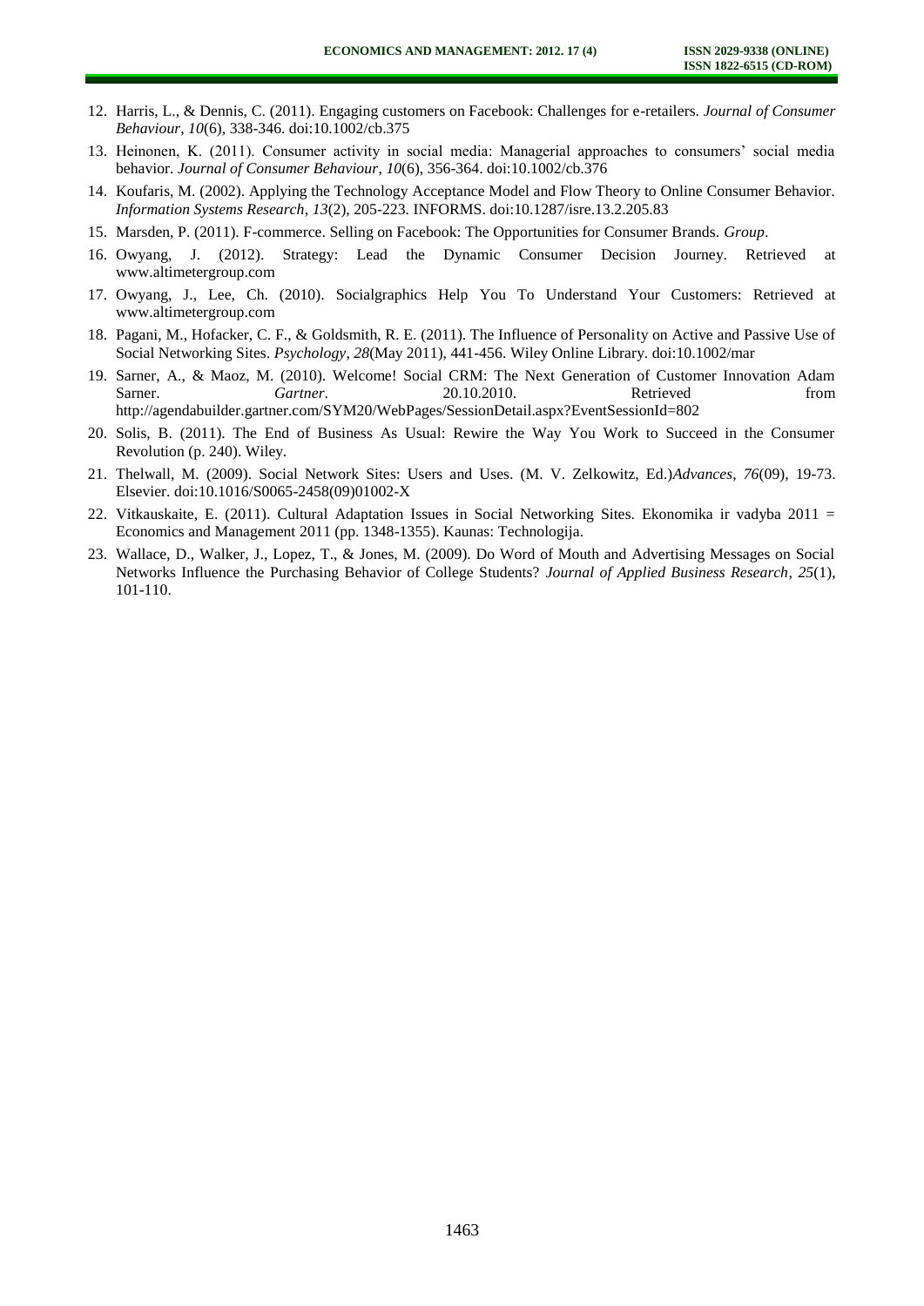12. Harris, L., & Dennis, C. (2011). Engaging customers on Facebook: Challenges for e-retailers. *Journal of Consumer Behaviour*, *10*(6), 338-346. doi:10.1002/cb.375
13. Heinonen, K. (2011). Consumer activity in social media: Managerial approaches to consumers' social media behavior. *Journal of Consumer Behaviour*, *10*(6), 356-364. doi:10.1002/cb.376
14. Koufaris, M. (2002). Applying the Technology Acceptance Model and Flow Theory to Online Consumer Behavior. *Information Systems Research*, *13*(2), 205-223. INFORMS. doi:10.1287/isre.13.2.205.83
15. Marsden, P. (2011). F-commerce. Selling on Facebook: The Opportunities for Consumer Brands. *Group*.
16. Owyang, J. (2012). Strategy: Lead the Dynamic Consumer Decision Journey. Retrieved at www.altimetergroup.com
17. Owyang, J., Lee, Ch. (2010). Socialgraphics Help You To Understand Your Customers: Retrieved at www.altimetergroup.com
18. Pagani, M., Hofacker, C. F., & Goldsmith, R. E. (2011). The Influence of Personality on Active and Passive Use of Social Networking Sites. *Psychology*, *28*(May 2011), 441-456. Wiley Online Library. doi:10.1002/mar
19. Sarner, A., & Maoz, M. (2010). Welcome! Social CRM: The Next Generation of Customer Innovation Adam Sarner. *Gartner*. 20.10.2010. Retrieved from http://agendabuilder.gartner.com/SYM20/WebPages/SessionDetail.aspx?EventSessionId=802
20. Solis, B. (2011). The End of Business As Usual: Rewire the Way You Work to Succeed in the Consumer Revolution (p. 240). Wiley.
21. Thelwall, M. (2009). Social Network Sites: Users and Uses. (M. V. Zelkowitz, Ed.)*Advances*, *76*(09), 19-73. Elsevier. doi:10.1016/S0065-2458(09)01002-X
22. Vitkauskaite, E. (2011). Cultural Adaptation Issues in Social Networking Sites. Ekonomika ir vadyba 2011 = Economics and Management 2011 (pp. 1348-1355). Kaunas: Technologija.
23. Wallace, D., Walker, J., Lopez, T., & Jones, M. (2009). Do Word of Mouth and Advertising Messages on Social Networks Influence the Purchasing Behavior of College Students? *Journal of Applied Business Research*, *25*(1), 101-110.